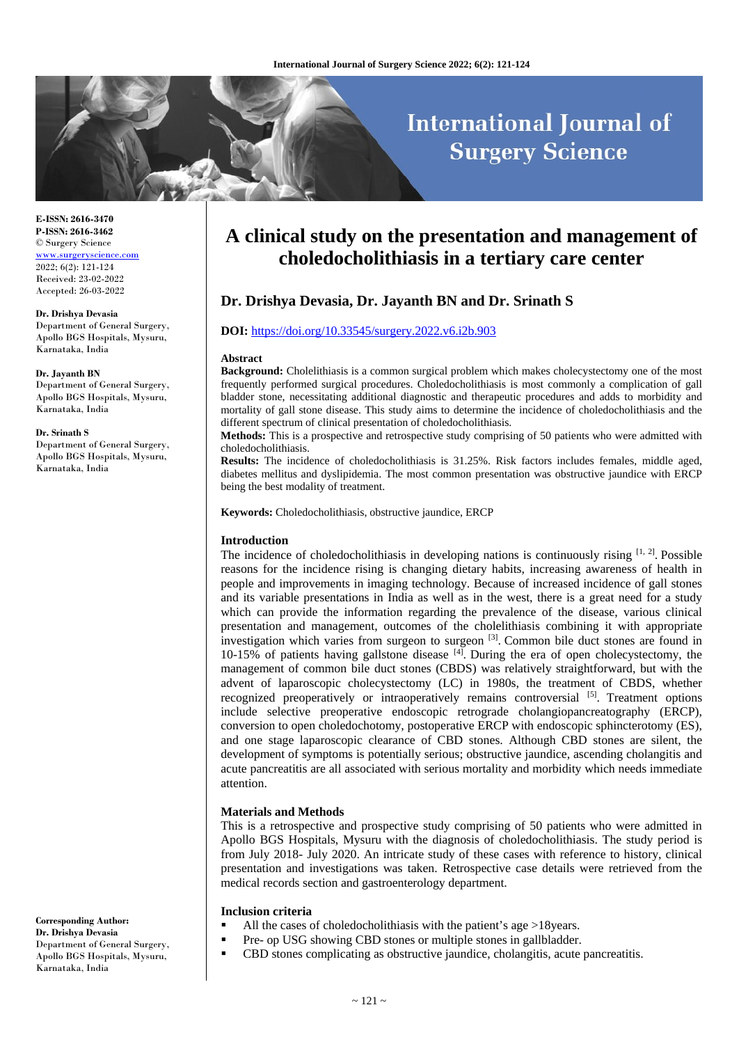# A clinical study on the presentation and management of choledocholithiasis in a tertiary care center

**Dr. Drishya Devasia, Dr. Jayanth BN and Dr. Srinath S**

**DOI:** https://doi.org/10.33545/surgery.2022.v6.i2b.903

E-ISSN: 2616-3470
P-ISSN: 2616-3462
© Surgery Science
www.surgeryscience.com
2022; 6(2): 121-124
Received: 23-02-2022
Accepted: 26-03-2022

**Dr. Drishya Devasia**
Department of General Surgery, Apollo BGS Hospitals, Mysuru, Karnataka, India

**Dr. Jayanth BN**
Department of General Surgery, Apollo BGS Hospitals, Mysuru, Karnataka, India

**Dr. Srinath S**
Department of General Surgery, Apollo BGS Hospitals, Mysuru, Karnataka, India

**Corresponding Author:**
**Dr. Drishya Devasia**
Department of General Surgery, Apollo BGS Hospitals, Mysuru, Karnataka, India

## Abstract

**Background:** Cholelithiasis is a common surgical problem which makes cholecystectomy one of the most frequently performed surgical procedures. Choledocholithiasis is most commonly a complication of gall bladder stone, necessitating additional diagnostic and therapeutic procedures and adds to morbidity and mortality of gall stone disease. This study aims to determine the incidence of choledocholithiasis and the different spectrum of clinical presentation of choledocholithiasis.

**Methods:** This is a prospective and retrospective study comprising of 50 patients who were admitted with choledocholithiasis.

**Results:** The incidence of choledocholithiasis is 31.25%. Risk factors includes females, middle aged, diabetes mellitus and dyslipidemia. The most common presentation was obstructive jaundice with ERCP being the best modality of treatment.

**Keywords:** Choledocholithiasis, obstructive jaundice, ERCP

## Introduction

The incidence of choledocholithiasis in developing nations is continuously rising [1, 2]. Possible reasons for the incidence rising is changing dietary habits, increasing awareness of health in people and improvements in imaging technology. Because of increased incidence of gall stones and its variable presentations in India as well as in the west, there is a great need for a study which can provide the information regarding the prevalence of the disease, various clinical presentation and management, outcomes of the cholelithiasis combining it with appropriate investigation which varies from surgeon to surgeon [3]. Common bile duct stones are found in 10-15% of patients having gallstone disease [4]. During the era of open cholecystectomy, the management of common bile duct stones (CBDS) was relatively straightforward, but with the advent of laparoscopic cholecystectomy (LC) in 1980s, the treatment of CBDS, whether recognized preoperatively or intraoperatively remains controversial [5]. Treatment options include selective preoperative endoscopic retrograde cholangiopancreatography (ERCP), conversion to open choledochotomy, postoperative ERCP with endoscopic sphincterotomy (ES), and one stage laparoscopic clearance of CBD stones. Although CBD stones are silent, the development of symptoms is potentially serious; obstructive jaundice, ascending cholangitis and acute pancreatitis are all associated with serious mortality and morbidity which needs immediate attention.

## Materials and Methods

This is a retrospective and prospective study comprising of 50 patients who were admitted in Apollo BGS Hospitals, Mysuru with the diagnosis of choledocholithiasis. The study period is from July 2018- July 2020. An intricate study of these cases with reference to history, clinical presentation and investigations was taken. Retrospective case details were retrieved from the medical records section and gastroenterology department.

### Inclusion criteria

- All the cases of choledocholithiasis with the patient's age >18years.
- Pre- op USG showing CBD stones or multiple stones in gallbladder.
- CBD stones complicating as obstructive jaundice, cholangitis, acute pancreatitis.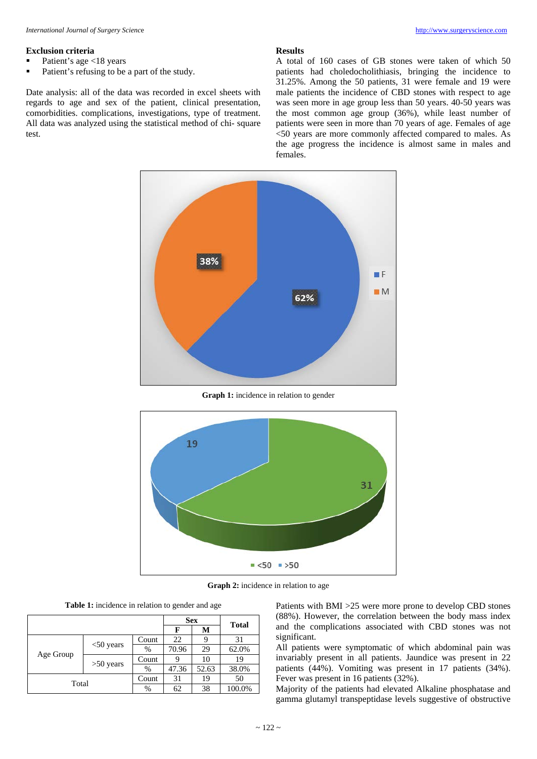**Exclusion criteria**

- Patient's age <18 years
- Patient's refusing to be a part of the study.

Date analysis: all of the data was recorded in excel sheets with regards to age and sex of the patient, clinical presentation, comorbidities. complications, investigations, type of treatment. All data was analyzed using the statistical method of chi- square test.

**Results**

A total of 160 cases of GB stones were taken of which 50 patients had choledocholithiasis, bringing the incidence to 31.25%. Among the 50 patients, 31 were female and 19 were male patients the incidence of CBD stones with respect to age was seen more in age group less than 50 years. 40-50 years was the most common age group (36%), while least number of patients were seen in more than 70 years of age. Females of age <50 years are more commonly affected compared to males. As the age progress the incidence is almost same in males and females.

**Graph 1:** incidence in relation to gender

**Graph 2:** incidence in relation to age

**Table 1:** incidence in relation to gender and age

| | | | Sex | | Total |
|---|---|---|---|---|---|
| | | | F | M | |
| Age Group | <50 years | Count | 22 | 9 | 31 |
| | | % | 70.96 | 29 | 62.0% |
| | >50 years | Count | 9 | 10 | 19 |
| | | % | 47.36 | 52.63 | 38.0% |
| Total | | Count | 31 | 19 | 50 |
| | | % | 62 | 38 | 100.0% |

Patients with BMI >25 were more prone to develop CBD stones (88%). However, the correlation between the body mass index and the complications associated with CBD stones was not significant.

All patients were symptomatic of which abdominal pain was invariably present in all patients. Jaundice was present in 22 patients (44%). Vomiting was present in 17 patients (34%). Fever was present in 16 patients (32%).

Majority of the patients had elevated Alkaline phosphatase and gamma glutamyl transpeptidase levels suggestive of obstructive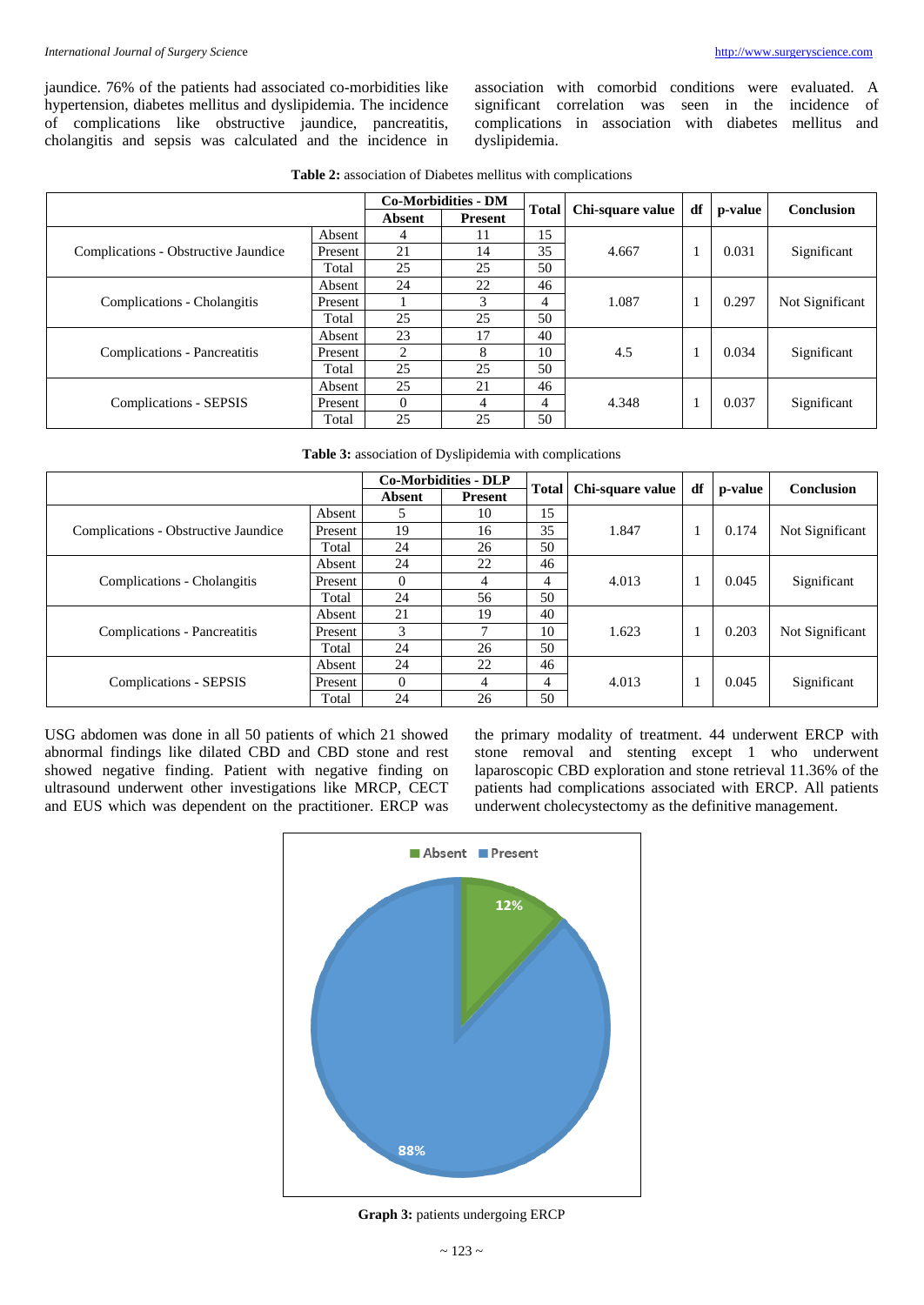jaundice. 76% of the patients had associated co-morbidities like hypertension, diabetes mellitus and dyslipidemia. The incidence of complications like obstructive jaundice, pancreatitis, cholangitis and sepsis was calculated and the incidence in association with comorbid conditions were evaluated. A significant correlation was seen in the incidence of complications in association with diabetes mellitus and dyslipidemia.

**Table 2:** association of Diabetes mellitus with complications

| | | Co-Morbidities - DM | | Total | Chi-square value | df | p-value | Conclusion |
|---|---|---|---|---|---|---|---|---|
| | | Absent | Present | | | | | |
| Complications - Obstructive Jaundice | Absent | 4 | 11 | 15 | 4.667 | 1 | 0.031 | Significant |
| | Present | 21 | 14 | 35 | | | | |
| | Total | 25 | 25 | 50 | | | | |
| Complications - Cholangitis | Absent | 24 | 22 | 46 | 1.087 | 1 | 0.297 | Not Significant |
| | Present | 1 | 3 | 4 | | | | |
| | Total | 25 | 25 | 50 | | | | |
| Complications - Pancreatitis | Absent | 23 | 17 | 40 | 4.5 | 1 | 0.034 | Significant |
| | Present | 2 | 8 | 10 | | | | |
| | Total | 25 | 25 | 50 | | | | |
| Complications - SEPSIS | Absent | 25 | 21 | 46 | 4.348 | 1 | 0.037 | Significant |
| | Present | 0 | 4 | 4 | | | | |
| | Total | 25 | 25 | 50 | | | | |

**Table 3:** association of Dyslipidemia with complications

| | | Co-Morbidities - DLP | | Total | Chi-square value | df | p-value | Conclusion |
|---|---|---|---|---|---|---|---|---|
| | | Absent | Present | | | | | |
| Complications - Obstructive Jaundice | Absent | 5 | 10 | 15 | 1.847 | 1 | 0.174 | Not Significant |
| | Present | 19 | 16 | 35 | | | | |
| | Total | 24 | 26 | 50 | | | | |
| Complications - Cholangitis | Absent | 24 | 22 | 46 | 4.013 | 1 | 0.045 | Significant |
| | Present | 0 | 4 | 4 | | | | |
| | Total | 24 | 56 | 50 | | | | |
| Complications - Pancreatitis | Absent | 21 | 19 | 40 | 1.623 | 1 | 0.203 | Not Significant |
| | Present | 3 | 7 | 10 | | | | |
| | Total | 24 | 26 | 50 | | | | |
| Complications - SEPSIS | Absent | 24 | 22 | 46 | 4.013 | 1 | 0.045 | Significant |
| | Present | 0 | 4 | 4 | | | | |
| | Total | 24 | 26 | 50 | | | | |

USG abdomen was done in all 50 patients of which 21 showed abnormal findings like dilated CBD and CBD stone and rest showed negative finding. Patient with negative finding on ultrasound underwent other investigations like MRCP, CECT and EUS which was dependent on the practitioner. ERCP was the primary modality of treatment. 44 underwent ERCP with stone removal and stenting except 1 who underwent laparoscopic CBD exploration and stone retrieval 11.36% of the patients had complications associated with ERCP. All patients underwent cholecystectomy as the definitive management.

**Graph 3:** patients undergoing ERCP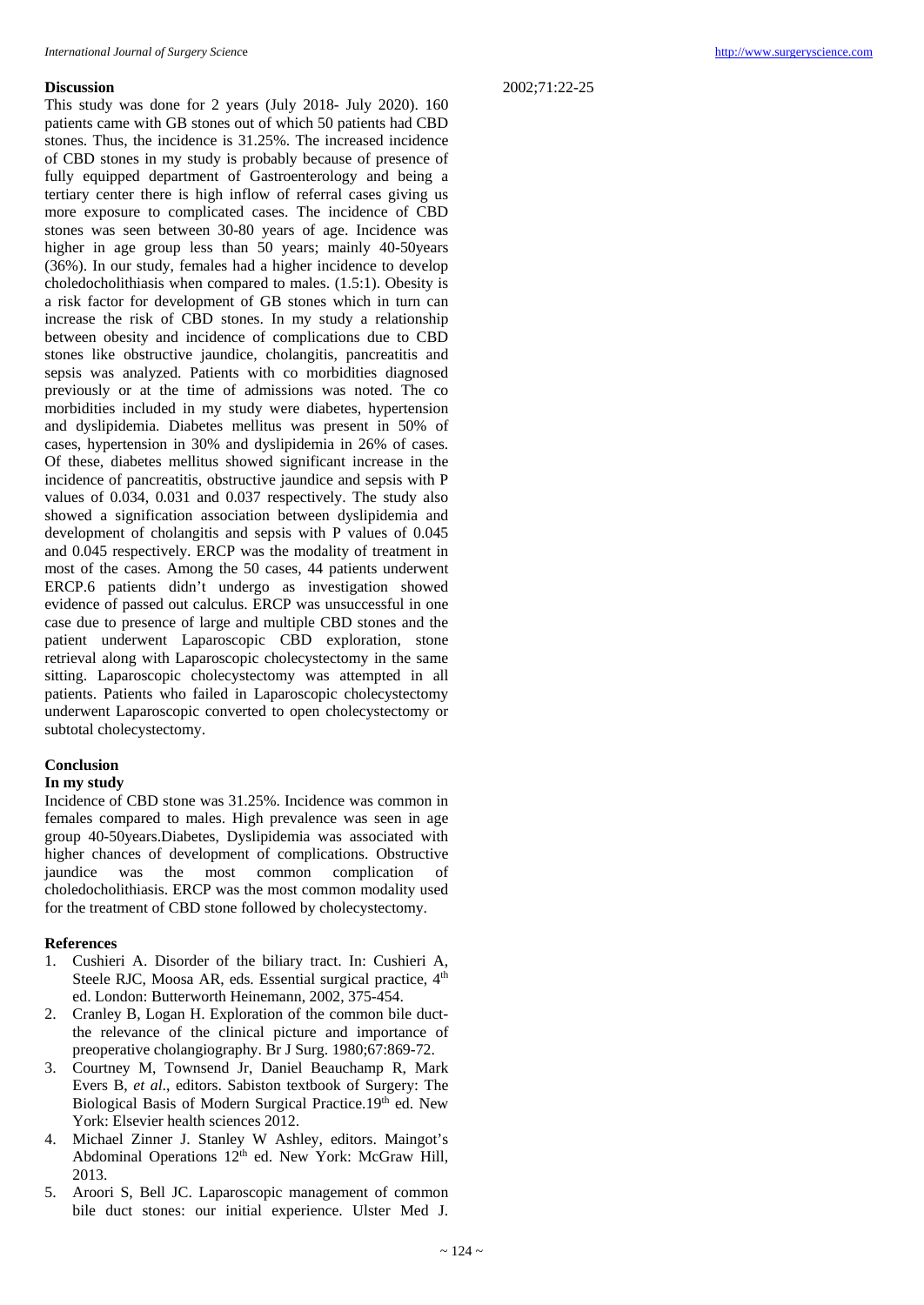## Discussion

This study was done for 2 years (July 2018- July 2020). 160 patients came with GB stones out of which 50 patients had CBD stones. Thus, the incidence is 31.25%. The increased incidence of CBD stones in my study is probably because of presence of fully equipped department of Gastroenterology and being a tertiary center there is high inflow of referral cases giving us more exposure to complicated cases. The incidence of CBD stones was seen between 30-80 years of age. Incidence was higher in age group less than 50 years; mainly 40-50years (36%). In our study, females had a higher incidence to develop choledocholithiasis when compared to males. (1.5:1). Obesity is a risk factor for development of GB stones which in turn can increase the risk of CBD stones. In my study a relationship between obesity and incidence of complications due to CBD stones like obstructive jaundice, cholangitis, pancreatitis and sepsis was analyzed. Patients with co morbidities diagnosed previously or at the time of admissions was noted. The co morbidities included in my study were diabetes, hypertension and dyslipidemia. Diabetes mellitus was present in 50% of cases, hypertension in 30% and dyslipidemia in 26% of cases. Of these, diabetes mellitus showed significant increase in the incidence of pancreatitis, obstructive jaundice and sepsis with P values of 0.034, 0.031 and 0.037 respectively. The study also showed a signification association between dyslipidemia and development of cholangitis and sepsis with P values of 0.045 and 0.045 respectively. ERCP was the modality of treatment in most of the cases. Among the 50 cases, 44 patients underwent ERCP.6 patients didn't undergo as investigation showed evidence of passed out calculus. ERCP was unsuccessful in one case due to presence of large and multiple CBD stones and the patient underwent Laparoscopic CBD exploration, stone retrieval along with Laparoscopic cholecystectomy in the same sitting. Laparoscopic cholecystectomy was attempted in all patients. Patients who failed in Laparoscopic cholecystectomy underwent Laparoscopic converted to open cholecystectomy or subtotal cholecystectomy.

## Conclusion

### In my study

Incidence of CBD stone was 31.25%. Incidence was common in females compared to males. High prevalence was seen in age group 40-50years.Diabetes, Dyslipidemia was associated with higher chances of development of complications. Obstructive jaundice was the most common complication of choledocholithiasis. ERCP was the most common modality used for the treatment of CBD stone followed by cholecystectomy.

## References

1. Cushieri A. Disorder of the biliary tract. In: Cushieri A, Steele RJC, Moosa AR, eds. Essential surgical practice, 4th ed. London: Butterworth Heinemann, 2002, 375-454.
2. Cranley B, Logan H. Exploration of the common bile duct-the relevance of the clinical picture and importance of preoperative cholangiography. Br J Surg. 1980;67:869-72.
3. Courtney M, Townsend Jr, Daniel Beauchamp R, Mark Evers B, *et al*., editors. Sabiston textbook of Surgery: The Biological Basis of Modern Surgical Practice.19th ed. New York: Elsevier health sciences 2012.
4. Michael Zinner J. Stanley W Ashley, editors. Maingot's Abdominal Operations 12th ed. New York: McGraw Hill, 2013.
5. Aroori S, Bell JC. Laparoscopic management of common bile duct stones: our initial experience. Ulster Med J. 2002;71:22-25